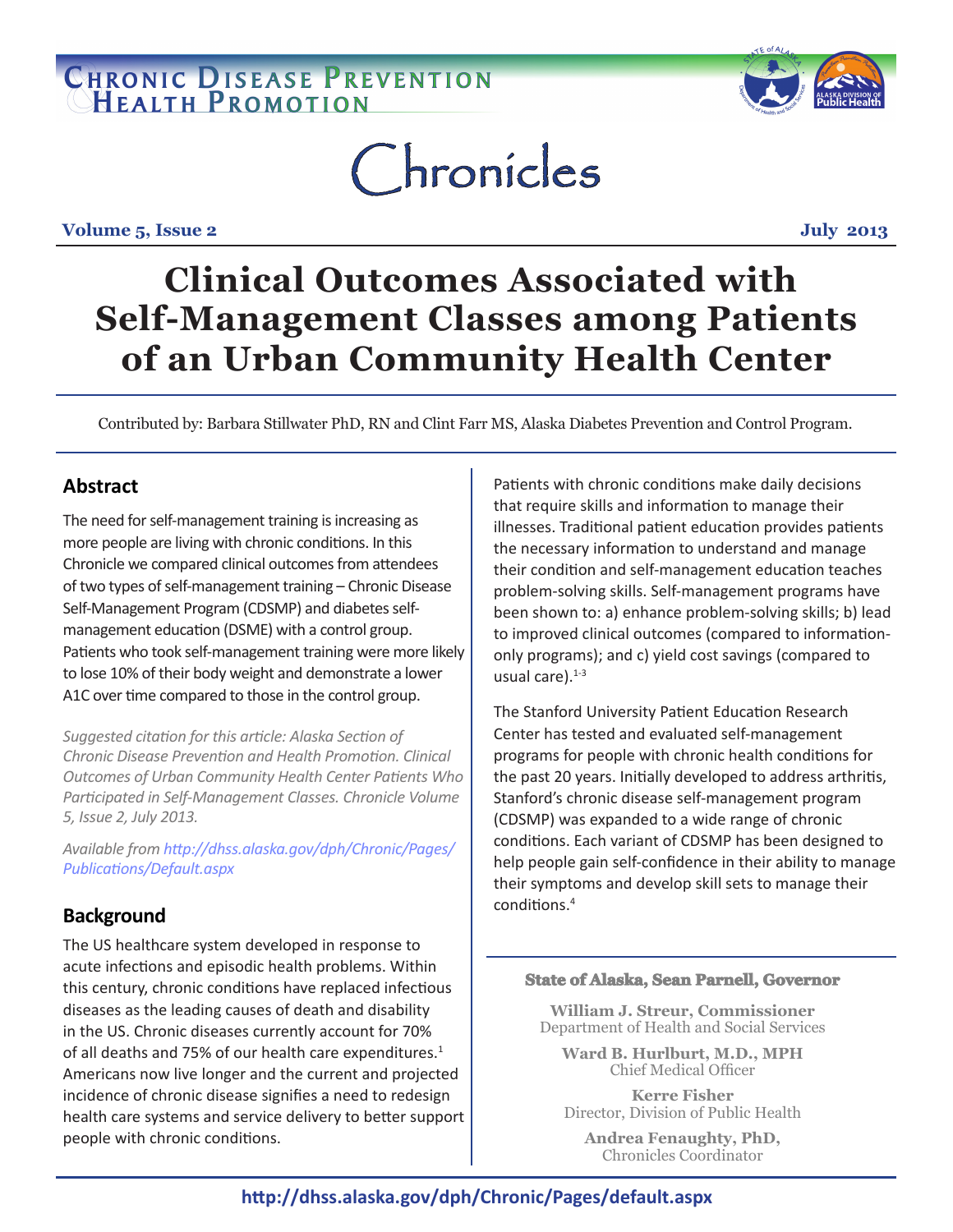# Chronic Disease Prevention & Health Promotion

# Chronicles

**Volume 5, Issue 2** **July 2013**

# Clinical Outcomes Associated with Self-Management Classes among Patients of an Urban Community Health Center

Contributed by: Barbara Stillwater PhD, RN and Clint Farr MS, Alaska Diabetes Prevention and Control Program.

## Abstract

The need for self-management training is increasing as more people are living with chronic conditions. In this Chronicle we compared clinical outcomes from attendees of two types of self-management training – Chronic Disease Self-Management Program (CDSMP) and diabetes self-management education (DSME) with a control group. Patients who took self-management training were more likely to lose 10% of their body weight and demonstrate a lower A1C over time compared to those in the control group.

*Suggested citation for this article: Alaska Section of Chronic Disease Prevention and Health Promotion. Clinical Outcomes of Urban Community Health Center Patients Who Participated in Self-Management Classes. Chronicle Volume 5, Issue 2, July 2013.*

*Available from http://dhss.alaska.gov/dph/Chronic/Pages/Publications/Default.aspx*

## Background

The US healthcare system developed in response to acute infections and episodic health problems. Within this century, chronic conditions have replaced infectious diseases as the leading causes of death and disability in the US. Chronic diseases currently account for 70% of all deaths and 75% of our health care expenditures.[1] Americans now live longer and the current and projected incidence of chronic disease signifies a need to redesign health care systems and service delivery to better support people with chronic conditions.

Patients with chronic conditions make daily decisions that require skills and information to manage their illnesses. Traditional patient education provides patients the necessary information to understand and manage their condition and self-management education teaches problem-solving skills. Self-management programs have been shown to: a) enhance problem-solving skills; b) lead to improved clinical outcomes (compared to information-only programs); and c) yield cost savings (compared to usual care).[1-3]

The Stanford University Patient Education Research Center has tested and evaluated self-management programs for people with chronic health conditions for the past 20 years. Initially developed to address arthritis, Stanford's chronic disease self-management program (CDSMP) was expanded to a wide range of chronic conditions. Each variant of CDSMP has been designed to help people gain self-confidence in their ability to manage their symptoms and develop skill sets to manage their conditions.[4]

**State of Alaska, Sean Parnell, Governor**

**William J. Streur, Commissioner**
Department of Health and Social Services

**Ward B. Hurlburt, M.D., MPH**
Chief Medical Officer

**Kerre Fisher**
Director, Division of Public Health

**Andrea Fenaughty, PhD,**
Chronicles Coordinator

**http://dhss.alaska.gov/dph/Chronic/Pages/default.aspx**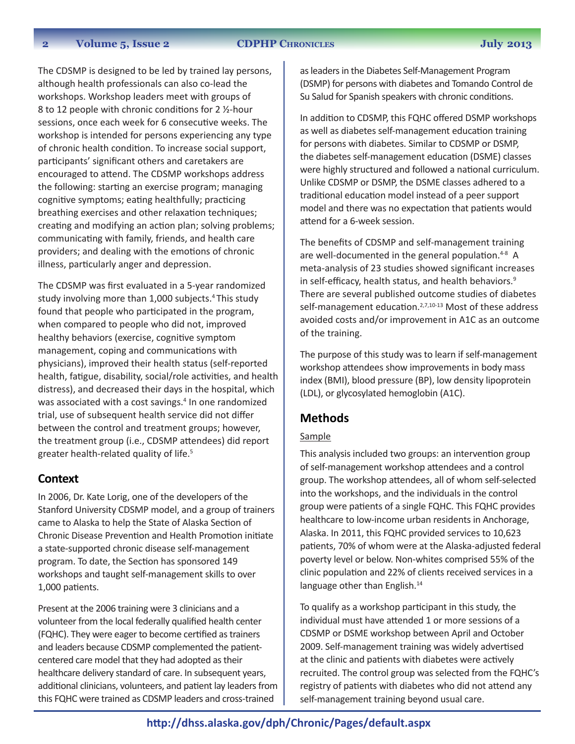The CDSMP is designed to be led by trained lay persons, although health professionals can also co-lead the workshops. Workshop leaders meet with groups of 8 to 12 people with chronic conditions for 2 ½-hour sessions, once each week for 6 consecutive weeks. The workshop is intended for persons experiencing any type of chronic health condition. To increase social support, participants' significant others and caretakers are encouraged to attend. The CDSMP workshops address the following: starting an exercise program; managing cognitive symptoms; eating healthfully; practicing breathing exercises and other relaxation techniques; creating and modifying an action plan; solving problems; communicating with family, friends, and health care providers; and dealing with the emotions of chronic illness, particularly anger and depression.

The CDSMP was first evaluated in a 5-year randomized study involving more than 1,000 subjects.[4] This study found that people who participated in the program, when compared to people who did not, improved healthy behaviors (exercise, cognitive symptom management, coping and communications with physicians), improved their health status (self-reported health, fatigue, disability, social/role activities, and health distress), and decreased their days in the hospital, which was associated with a cost savings.[4] In one randomized trial, use of subsequent health service did not differ between the control and treatment groups; however, the treatment group (i.e., CDSMP attendees) did report greater health-related quality of life.[5]

## Context

In 2006, Dr. Kate Lorig, one of the developers of the Stanford University CDSMP model, and a group of trainers came to Alaska to help the State of Alaska Section of Chronic Disease Prevention and Health Promotion initiate a state-supported chronic disease self-management program. To date, the Section has sponsored 149 workshops and taught self-management skills to over 1,000 patients.

Present at the 2006 training were 3 clinicians and a volunteer from the local federally qualified health center (FQHC). They were eager to become certified as trainers and leaders because CDSMP complemented the patient-centered care model that they had adopted as their healthcare delivery standard of care. In subsequent years, additional clinicians, volunteers, and patient lay leaders from this FQHC were trained as CDSMP leaders and cross-trained as leaders in the Diabetes Self-Management Program (DSMP) for persons with diabetes and Tomando Control de Su Salud for Spanish speakers with chronic conditions.

In addition to CDSMP, this FQHC offered DSMP workshops as well as diabetes self-management education training for persons with diabetes. Similar to CDSMP or DSMP, the diabetes self-management education (DSME) classes were highly structured and followed a national curriculum. Unlike CDSMP or DSMP, the DSME classes adhered to a traditional education model instead of a peer support model and there was no expectation that patients would attend for a 6-week session.

The benefits of CDSMP and self-management training are well-documented in the general population.[4-8] A meta-analysis of 23 studies showed significant increases in self-efficacy, health status, and health behaviors.[9] There are several published outcome studies of diabetes self-management education.[2,7,10-13] Most of these address avoided costs and/or improvement in A1C as an outcome of the training.

The purpose of this study was to learn if self-management workshop attendees show improvements in body mass index (BMI), blood pressure (BP), low density lipoprotein (LDL), or glycosylated hemoglobin (A1C).

## Methods

### Sample

This analysis included two groups: an intervention group of self-management workshop attendees and a control group. The workshop attendees, all of whom self-selected into the workshops, and the individuals in the control group were patients of a single FQHC. This FQHC provides healthcare to low-income urban residents in Anchorage, Alaska. In 2011, this FQHC provided services to 10,623 patients, 70% of whom were at the Alaska-adjusted federal poverty level or below. Non-whites comprised 55% of the clinic population and 22% of clients received services in a language other than English.[14]

To qualify as a workshop participant in this study, the individual must have attended 1 or more sessions of a CDSMP or DSME workshop between April and October 2009. Self-management training was widely advertised at the clinic and patients with diabetes were actively recruited. The control group was selected from the FQHC's registry of patients with diabetes who did not attend any self-management training beyond usual care.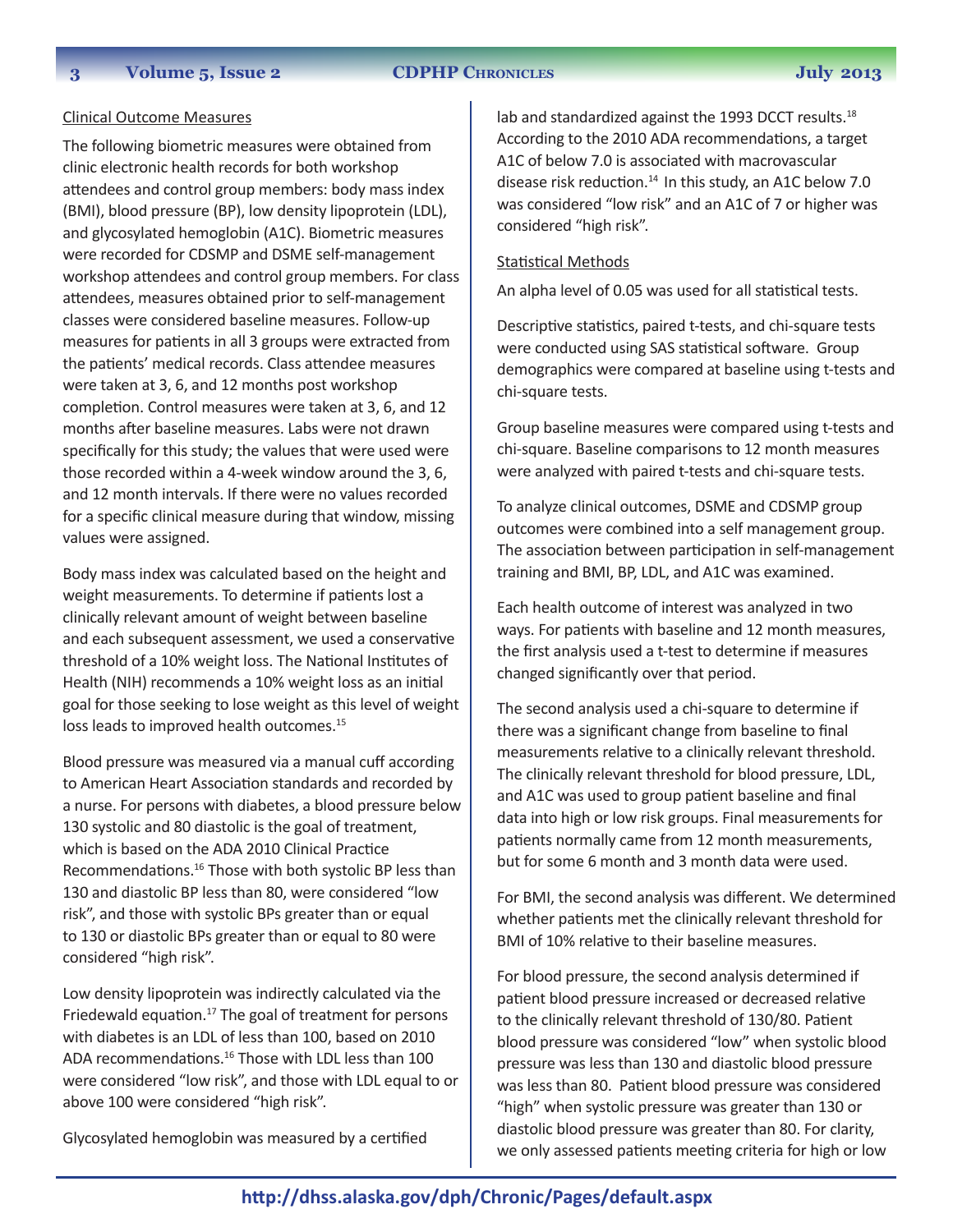<u>Clinical Outcome Measures</u>

The following biometric measures were obtained from clinic electronic health records for both workshop attendees and control group members: body mass index (BMI), blood pressure (BP), low density lipoprotein (LDL), and glycosylated hemoglobin (A1C). Biometric measures were recorded for CDSMP and DSME self-management workshop attendees and control group members. For class attendees, measures obtained prior to self-management classes were considered baseline measures. Follow-up measures for patients in all 3 groups were extracted from the patients' medical records. Class attendee measures were taken at 3, 6, and 12 months post workshop completion. Control measures were taken at 3, 6, and 12 months after baseline measures. Labs were not drawn specifically for this study; the values that were used were those recorded within a 4-week window around the 3, 6, and 12 month intervals. If there were no values recorded for a specific clinical measure during that window, missing values were assigned.

Body mass index was calculated based on the height and weight measurements. To determine if patients lost a clinically relevant amount of weight between baseline and each subsequent assessment, we used a conservative threshold of a 10% weight loss. The National Institutes of Health (NIH) recommends a 10% weight loss as an initial goal for those seeking to lose weight as this level of weight loss leads to improved health outcomes.[15]

Blood pressure was measured via a manual cuff according to American Heart Association standards and recorded by a nurse. For persons with diabetes, a blood pressure below 130 systolic and 80 diastolic is the goal of treatment, which is based on the ADA 2010 Clinical Practice Recommendations.[16] Those with both systolic BP less than 130 and diastolic BP less than 80, were considered "low risk", and those with systolic BPs greater than or equal to 130 or diastolic BPs greater than or equal to 80 were considered "high risk".

Low density lipoprotein was indirectly calculated via the Friedewald equation.[17] The goal of treatment for persons with diabetes is an LDL of less than 100, based on 2010 ADA recommendations.[16] Those with LDL less than 100 were considered "low risk", and those with LDL equal to or above 100 were considered "high risk".

Glycosylated hemoglobin was measured by a certified lab and standardized against the 1993 DCCT results.[18] According to the 2010 ADA recommendations, a target A1C of below 7.0 is associated with macrovascular disease risk reduction.[14] In this study, an A1C below 7.0 was considered "low risk" and an A1C of 7 or higher was considered "high risk".

<u>Statistical Methods</u>

An alpha level of 0.05 was used for all statistical tests.

Descriptive statistics, paired t-tests, and chi-square tests were conducted using SAS statistical software. Group demographics were compared at baseline using t-tests and chi-square tests.

Group baseline measures were compared using t-tests and chi-square. Baseline comparisons to 12 month measures were analyzed with paired t-tests and chi-square tests.

To analyze clinical outcomes, DSME and CDSMP group outcomes were combined into a self management group. The association between participation in self-management training and BMI, BP, LDL, and A1C was examined.

Each health outcome of interest was analyzed in two ways. For patients with baseline and 12 month measures, the first analysis used a t-test to determine if measures changed significantly over that period.

The second analysis used a chi-square to determine if there was a significant change from baseline to final measurements relative to a clinically relevant threshold. The clinically relevant threshold for blood pressure, LDL, and A1C was used to group patient baseline and final data into high or low risk groups. Final measurements for patients normally came from 12 month measurements, but for some 6 month and 3 month data were used.

For BMI, the second analysis was different. We determined whether patients met the clinically relevant threshold for BMI of 10% relative to their baseline measures.

For blood pressure, the second analysis determined if patient blood pressure increased or decreased relative to the clinically relevant threshold of 130/80. Patient blood pressure was considered "low" when systolic blood pressure was less than 130 and diastolic blood pressure was less than 80. Patient blood pressure was considered "high" when systolic pressure was greater than 130 or diastolic blood pressure was greater than 80. For clarity, we only assessed patients meeting criteria for high or low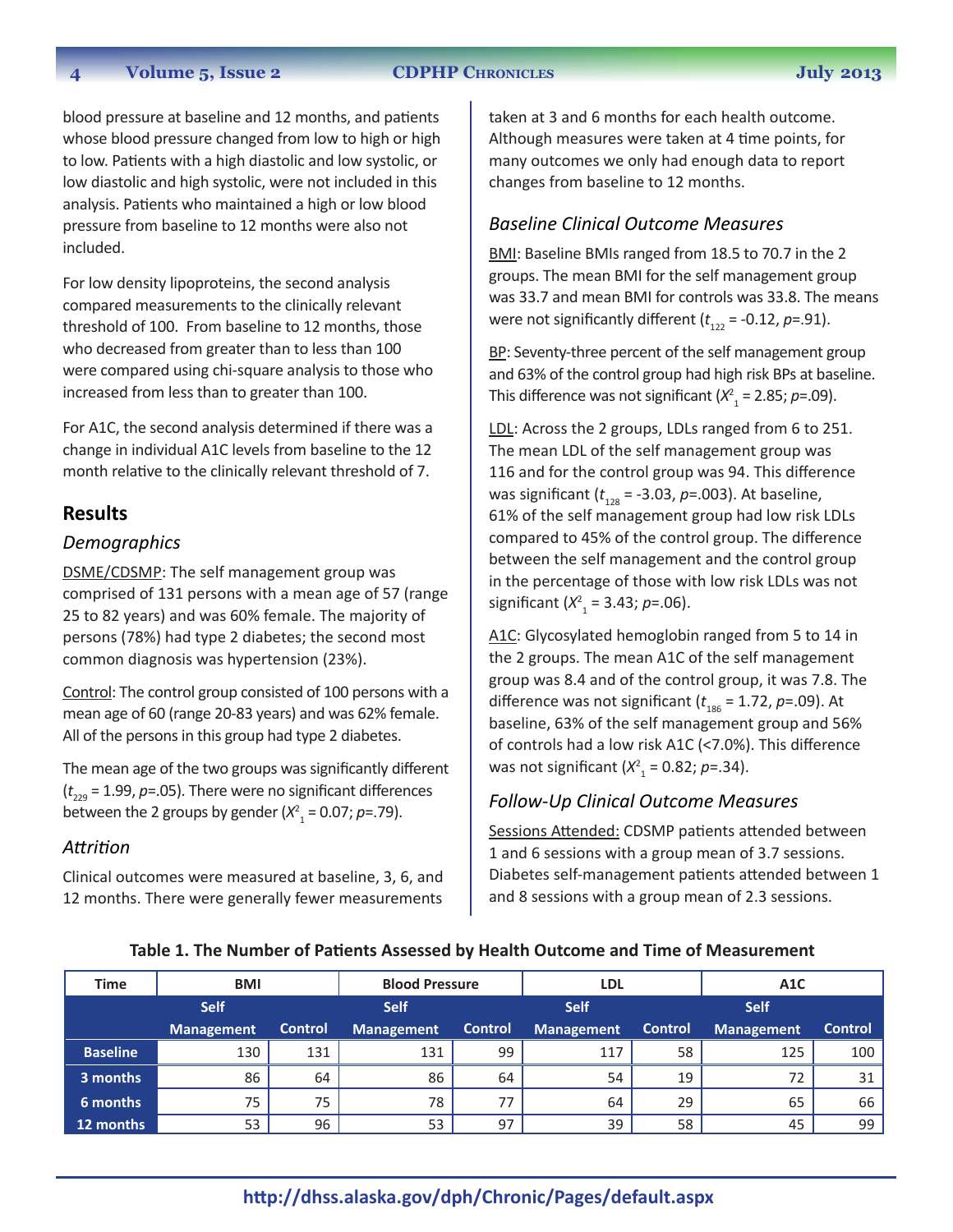blood pressure at baseline and 12 months, and patients whose blood pressure changed from low to high or high to low. Patients with a high diastolic and low systolic, or low diastolic and high systolic, were not included in this analysis. Patients who maintained a high or low blood pressure from baseline to 12 months were also not included.

For low density lipoproteins, the second analysis compared measurements to the clinically relevant threshold of 100. From baseline to 12 months, those who decreased from greater than to less than 100 were compared using chi-square analysis to those who increased from less than to greater than 100.

For A1C, the second analysis determined if there was a change in individual A1C levels from baseline to the 12 month relative to the clinically relevant threshold of 7.

## Results

### *Demographics*

DSME/CDSMP: The self management group was comprised of 131 persons with a mean age of 57 (range 25 to 82 years) and was 60% female. The majority of persons (78%) had type 2 diabetes; the second most common diagnosis was hypertension (23%).

Control: The control group consisted of 100 persons with a mean age of 60 (range 20-83 years) and was 62% female. All of the persons in this group had type 2 diabetes.

The mean age of the two groups was significantly different ($t_{229}$ = 1.99, $p$=.05). There were no significant differences between the 2 groups by gender ($X^2_1$ = 0.07; $p$=.79).

### *Attrition*

Clinical outcomes were measured at baseline, 3, 6, and 12 months. There were generally fewer measurements taken at 3 and 6 months for each health outcome. Although measures were taken at 4 time points, for many outcomes we only had enough data to report changes from baseline to 12 months.

### *Baseline Clinical Outcome Measures*

BMI: Baseline BMIs ranged from 18.5 to 70.7 in the 2 groups. The mean BMI for the self management group was 33.7 and mean BMI for controls was 33.8. The means were not significantly different ($t_{122}$ = -0.12, $p$=.91).

BP: Seventy-three percent of the self management group and 63% of the control group had high risk BPs at baseline. This difference was not significant ($X^2_1$ = 2.85; $p$=.09).

LDL: Across the 2 groups, LDLs ranged from 6 to 251. The mean LDL of the self management group was 116 and for the control group was 94. This difference was significant ($t_{128}$ = -3.03, $p$=.003). At baseline, 61% of the self management group had low risk LDLs compared to 45% of the control group. The difference between the self management and the control group in the percentage of those with low risk LDLs was not significant ($X^2_1$ = 3.43; $p$=.06).

A1C: Glycosylated hemoglobin ranged from 5 to 14 in the 2 groups. The mean A1C of the self management group was 8.4 and of the control group, it was 7.8. The difference was not significant ($t_{186}$ = 1.72, $p$=.09). At baseline, 63% of the self management group and 56% of controls had a low risk A1C (<7.0%). This difference was not significant ($X^2_1$ = 0.82; $p$=.34).

### *Follow-Up Clinical Outcome Measures*

Sessions Attended: CDSMP patients attended between 1 and 6 sessions with a group mean of 3.7 sessions. Diabetes self-management patients attended between 1 and 8 sessions with a group mean of 2.3 sessions.

**Table 1. The Number of Patients Assessed by Health Outcome and Time of Measurement**

| Time | BMI | | Blood Pressure | | LDL | | A1C | |
|---|---|---|---|---|---|---|---|---|
| | Self Management | Control | Self Management | Control | Self Management | Control | Self Management | Control |
| Baseline | 130 | 131 | 131 | 99 | 117 | 58 | 125 | 100 |
| 3 months | 86 | 64 | 86 | 64 | 54 | 19 | 72 | 31 |
| 6 months | 75 | 75 | 78 | 77 | 64 | 29 | 65 | 66 |
| 12 months | 53 | 96 | 53 | 97 | 39 | 58 | 45 | 99 |

**http://dhss.alaska.gov/dph/Chronic/Pages/default.aspx**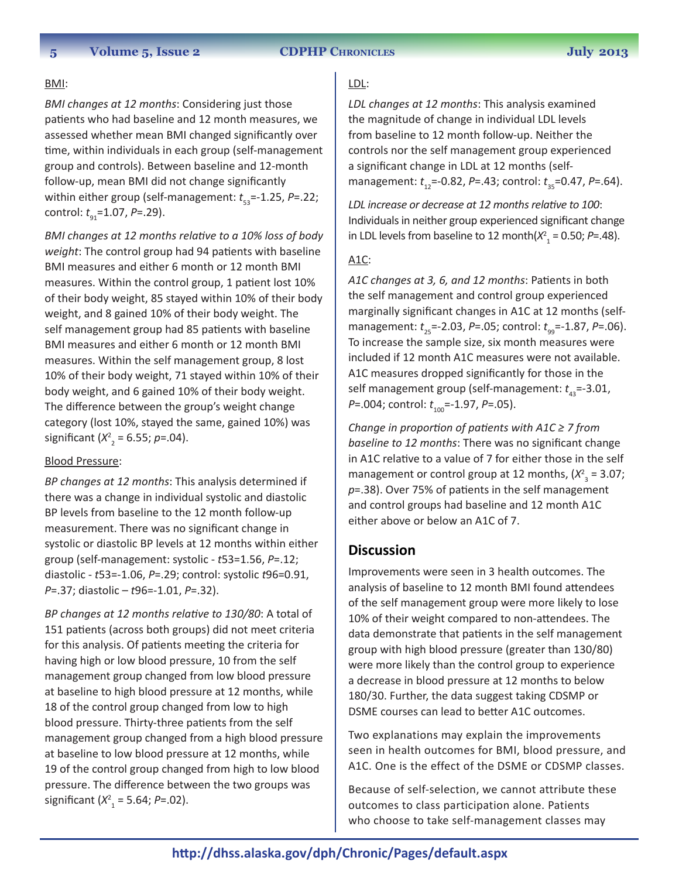BMI:

*BMI changes at 12 months*: Considering just those patients who had baseline and 12 month measures, we assessed whether mean BMI changed significantly over time, within individuals in each group (self-management group and controls). Between baseline and 12-month follow-up, mean BMI did not change significantly within either group (self-management: $t_{53}$=-1.25, *P*=.22; control: $t_{91}$=1.07, *P*=.29).

*BMI changes at 12 months relative to a 10% loss of body weight*: The control group had 94 patients with baseline BMI measures and either 6 month or 12 month BMI measures. Within the control group, 1 patient lost 10% of their body weight, 85 stayed within 10% of their body weight, and 8 gained 10% of their body weight. The self management group had 85 patients with baseline BMI measures and either 6 month or 12 month BMI measures. Within the self management group, 8 lost 10% of their body weight, 71 stayed within 10% of their body weight, and 6 gained 10% of their body weight. The difference between the group's weight change category (lost 10%, stayed the same, gained 10%) was significant ($X^2_2$ = 6.55; *p*=.04).

Blood Pressure:

*BP changes at 12 months*: This analysis determined if there was a change in individual systolic and diastolic BP levels from baseline to the 12 month follow-up measurement. There was no significant change in systolic or diastolic BP levels at 12 months within either group (self-management: systolic - *t*53=1.56, *P*=.12; diastolic - *t*53=-1.06, *P*=.29; control: systolic *t*96=0.91, *P*=.37; diastolic – *t*96=-1.01, *P*=.32).

*BP changes at 12 months relative to 130/80*: A total of 151 patients (across both groups) did not meet criteria for this analysis. Of patients meeting the criteria for having high or low blood pressure, 10 from the self management group changed from low blood pressure at baseline to high blood pressure at 12 months, while 18 of the control group changed from low to high blood pressure. Thirty-three patients from the self management group changed from a high blood pressure at baseline to low blood pressure at 12 months, while 19 of the control group changed from high to low blood pressure. The difference between the two groups was significant ($X^2_1$ = 5.64; *P*=.02).

LDL:

*LDL changes at 12 months*: This analysis examined the magnitude of change in individual LDL levels from baseline to 12 month follow-up. Neither the controls nor the self management group experienced a significant change in LDL at 12 months (self-management: $t_{12}$=-0.82, *P*=.43; control: $t_{35}$=0.47, *P*=.64).

*LDL increase or decrease at 12 months relative to 100*: Individuals in neither group experienced significant change in LDL levels from baseline to 12 month($X^2_1$ = 0.50; *P*=.48).

A1C:

*A1C changes at 3, 6, and 12 months*: Patients in both the self management and control group experienced marginally significant changes in A1C at 12 months (self-management: $t_{25}$=-2.03, *P*=.05; control: $t_{99}$=-1.87, *P*=.06). To increase the sample size, six month measures were included if 12 month A1C measures were not available. A1C measures dropped significantly for those in the self management group (self-management: $t_{43}$=-3.01, *P*=.004; control: $t_{100}$=-1.97, *P*=.05).

*Change in proportion of patients with A1C ≥ 7 from baseline to 12 months*: There was no significant change in A1C relative to a value of 7 for either those in the self management or control group at 12 months, ($X^2_3$ = 3.07; *p*=.38). Over 75% of patients in the self management and control groups had baseline and 12 month A1C either above or below an A1C of 7.

## Discussion

Improvements were seen in 3 health outcomes. The analysis of baseline to 12 month BMI found attendees of the self management group were more likely to lose 10% of their weight compared to non-attendees. The data demonstrate that patients in the self management group with high blood pressure (greater than 130/80) were more likely than the control group to experience a decrease in blood pressure at 12 months to below 180/30. Further, the data suggest taking CDSMP or DSME courses can lead to better A1C outcomes.

Two explanations may explain the improvements seen in health outcomes for BMI, blood pressure, and A1C. One is the effect of the DSME or CDSMP classes.

Because of self-selection, we cannot attribute these outcomes to class participation alone. Patients who choose to take self-management classes may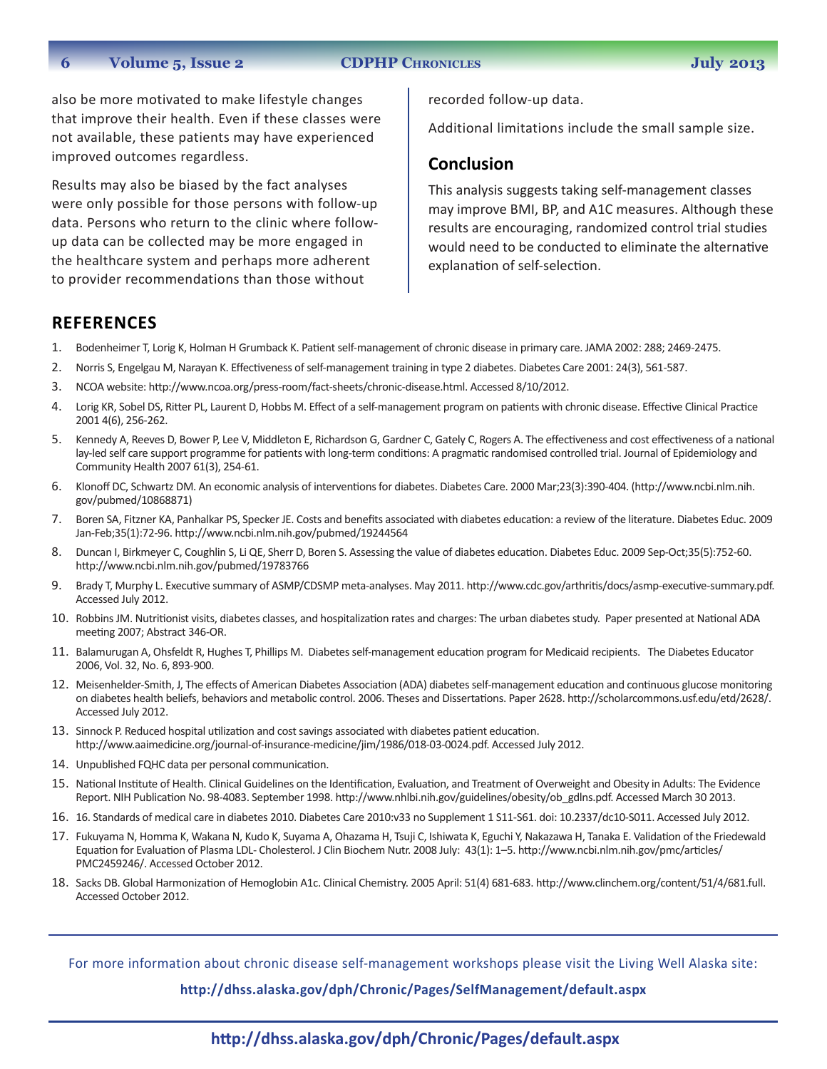also be more motivated to make lifestyle changes that improve their health. Even if these classes were not available, these patients may have experienced improved outcomes regardless.

Results may also be biased by the fact analyses were only possible for those persons with follow-up data. Persons who return to the clinic where follow-up data can be collected may be more engaged in the healthcare system and perhaps more adherent to provider recommendations than those without recorded follow-up data.

Additional limitations include the small sample size.

## Conclusion

This analysis suggests taking self-management classes may improve BMI, BP, and A1C measures. Although these results are encouraging, randomized control trial studies would need to be conducted to eliminate the alternative explanation of self-selection.

## REFERENCES

1. Bodenheimer T, Lorig K, Holman H Grumback K. Patient self-management of chronic disease in primary care. JAMA 2002: 288; 2469-2475.
2. Norris S, Engelgau M, Narayan K. Effectiveness of self-management training in type 2 diabetes. Diabetes Care 2001: 24(3), 561-587.
3. NCOA website: http://www.ncoa.org/press-room/fact-sheets/chronic-disease.html. Accessed 8/10/2012.
4. Lorig KR, Sobel DS, Ritter PL, Laurent D, Hobbs M. Effect of a self-management program on patients with chronic disease. Effective Clinical Practice 2001 4(6), 256-262.
5. Kennedy A, Reeves D, Bower P, Lee V, Middleton E, Richardson G, Gardner C, Gately C, Rogers A. The effectiveness and cost effectiveness of a national lay-led self care support programme for patients with long-term conditions: A pragmatic randomised controlled trial. Journal of Epidemiology and Community Health 2007 61(3), 254-61.
6. Klonoff DC, Schwartz DM. An economic analysis of interventions for diabetes. Diabetes Care. 2000 Mar;23(3):390-404. (http://www.ncbi.nlm.nih.gov/pubmed/10868871)
7. Boren SA, Fitzner KA, Panhalkar PS, Specker JE. Costs and benefits associated with diabetes education: a review of the literature. Diabetes Educ. 2009 Jan-Feb;35(1):72-96. http://www.ncbi.nlm.nih.gov/pubmed/19244564
8. Duncan I, Birkmeyer C, Coughlin S, Li QE, Sherr D, Boren S. Assessing the value of diabetes education. Diabetes Educ. 2009 Sep-Oct;35(5):752-60. http://www.ncbi.nlm.nih.gov/pubmed/19783766
9. Brady T, Murphy L. Executive summary of ASMP/CDSMP meta-analyses. May 2011. http://www.cdc.gov/arthritis/docs/asmp-executive-summary.pdf. Accessed July 2012.
10. Robbins JM. Nutritionist visits, diabetes classes, and hospitalization rates and charges: The urban diabetes study. Paper presented at National ADA meeting 2007; Abstract 346-OR.
11. Balamurugan A, Ohsfeldt R, Hughes T, Phillips M. Diabetes self-management education program for Medicaid recipients. The Diabetes Educator 2006, Vol. 32, No. 6, 893-900.
12. Meisenhelder-Smith, J, The effects of American Diabetes Association (ADA) diabetes self-management education and continuous glucose monitoring on diabetes health beliefs, behaviors and metabolic control. 2006. Theses and Dissertations. Paper 2628. http://scholarcommons.usf.edu/etd/2628/. Accessed July 2012.
13. Sinnock P. Reduced hospital utilization and cost savings associated with diabetes patient education. http://www.aaimedicine.org/journal-of-insurance-medicine/jim/1986/018-03-0024.pdf. Accessed July 2012.
14. Unpublished FQHC data per personal communication.
15. National Institute of Health. Clinical Guidelines on the Identification, Evaluation, and Treatment of Overweight and Obesity in Adults: The Evidence Report. NIH Publication No. 98-4083. September 1998. http://www.nhlbi.nih.gov/guidelines/obesity/ob_gdlns.pdf. Accessed March 30 2013.
16. 16. Standards of medical care in diabetes 2010. Diabetes Care 2010:v33 no Supplement 1 S11-S61. doi: 10.2337/dc10-S011. Accessed July 2012.
17. Fukuyama N, Homma K, Wakana N, Kudo K, Suyama A, Ohazama H, Tsuji C, Ishiwata K, Eguchi Y, Nakazawa H, Tanaka E. Validation of the Friedewald Equation for Evaluation of Plasma LDL- Cholesterol. J Clin Biochem Nutr. 2008 July: 43(1): 1–5. http://www.ncbi.nlm.nih.gov/pmc/articles/PMC2459246/. Accessed October 2012.
18. Sacks DB. Global Harmonization of Hemoglobin A1c. Clinical Chemistry. 2005 April: 51(4) 681-683. http://www.clinchem.org/content/51/4/681.full. Accessed October 2012.

---

For more information about chronic disease self-management workshops please visit the Living Well Alaska site:

**http://dhss.alaska.gov/dph/Chronic/Pages/SelfManagement/default.aspx**

---

**http://dhss.alaska.gov/dph/Chronic/Pages/default.aspx**